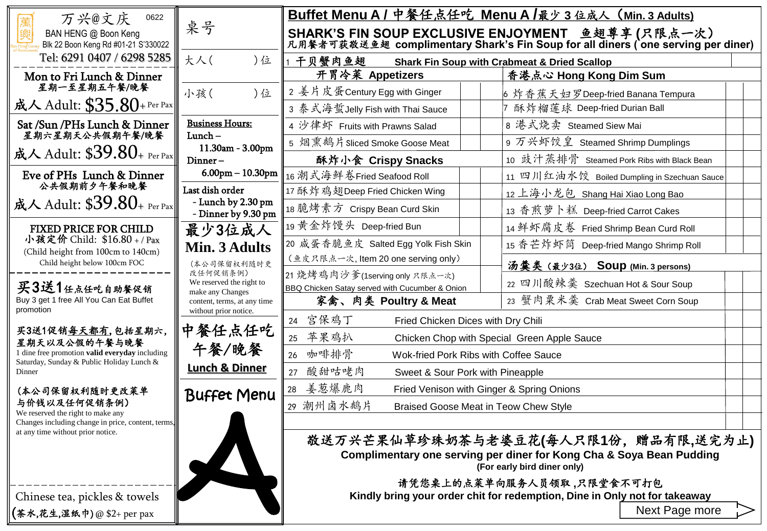# 万兴@文庆 0622

BAN HENG @ Boon Keng
Blk 22 Boon Keng Rd #01-21 S'330022
Tel: 6291 0407 / 6298 5285

**Mon to Fri Lunch & Dinner**
星期一至星期五午餐/晚餐
成人 Adult: $35.80+ Per Pax

**Sat /Sun /PHs Lunch & Dinner**
星期六星期天公共假期午餐/晚餐
成人 Adult: $39.80+ Per Pax

**Eve of PHs Lunch & Dinner**
公共假期前夕午餐和晚餐
成人 Adult: $39.80+ Per Pax

**FIXED PRICE FOR CHILD**
小孩定价 Child: $16.80 + / Pax
(Child height from 100cm to 140cm)
Child height below 100cm FOC

**买3送1任点任吃自助餐促销**
Buy 3 get 1 free All You Can Eat Buffet promotion

买3送1促销每天都有,包括星期六,星期天以及公假的午餐与晚餐
1 dine free promotion **valid everyday** including Saturday, Sunday & Public Holiday Lunch & Dinner

(本公司保留权利随时更改菜单与价钱以及任何促销条例)
We reserved the right to make any Changes including change in price, content, terms, at any time without prior notice.

Chinese tea, pickles & towels
(茶水,花生,湿纸巾) @ $2+ per pax

---

桌号

大人(　　)位

小孩(　　)位

**Business Hours:**
Lunch – 11.30am - 3.00pm
Dinner – 6.00pm – 10.30pm

Last dish order
- Lunch by 2.30 pm
- Dinner by 9.30 pm

**最少3位成人**
**Min. 3 Adults**

(本公司保留权利随时更改任何促销条例)
We reserved the right to make any Changes content, terms, at any time without prior notice.

**中餐任点任吃**
**午餐/晚餐**
**Lunch & Dinner**
**Buffet Menu**
**A**

---

## Buffet Menu A / 中餐任点任吃 Menu A /最少 3 位成人 (Min. 3 Adults)

## SHARK'S FIN SOUP EXCLUSIVE ENJOYMENT 鱼翅尊享 (只限点一次)

**凡用餐者可获敬送鱼翅 complimentary Shark's Fin Soup for all diners ( one serving per diner)**

1 干贝蟹肉鱼翅 Shark Fin Soup with Crabmeat & Dried Scallop

### 开胃冷菜 Appetizers
2 姜片皮蛋 Century Egg with Ginger
3 泰式海蜇 Jelly Fish with Thai Sauce
4 沙律虾 Fruits with Prawns Salad
5 烟熏鹅片 Sliced Smoke Goose Meat

### 酥炸小食 Crispy Snacks
16 潮式海鲜卷 Fried Seafood Roll
17 酥炸鸡翅 Deep Fried Chicken Wing
18 脆烤素方 Crispy Bean Curd Skin
19 黄金炸馒头 Deep-fried Bun
20 咸蛋香脆鱼皮 Salted Egg Yolk Fish Skin
(鱼皮只限点一次, Item 20 one serving only)
21 烧烤鸡肉沙爹 (1serving only 只限点一次)
BBQ Chicken Satay served with Cucumber & Onion

### 香港点心 Hong Kong Dim Sum
6 炸香蕉天妇罗 Deep-fried Banana Tempura
7 酥炸榴莲球 Deep-fried Durian Ball
8 港式烧卖 Steamed Siew Mai
9 万兴虾饺皇 Steamed Shrimp Dumplings
10 豉汁蒸排骨 Steamed Pork Ribs with Black Bean
11 四川红油水饺 Boiled Dumpling in Szechuan Sauce
12 上海小龙包 Shang Hai Xiao Long Bao
13 香煎萝卜糕 Deep-fried Carrot Cakes
14 鲜虾腐皮卷 Fried Shrimp Bean Curd Roll
15 香芒炸虾筒 Deep-fried Mango Shrimp Roll

### 汤羹类 (最少3位) Soup (Min. 3 persons)
22 四川酸辣羹 Szechuan Hot & Sour Soup
23 蟹肉粟米羹 Crab Meat Sweet Corn Soup

### 家禽、肉类 Poultry & Meat
24 宫保鸡丁 Fried Chicken Dices with Dry Chili
25 苹果鸡扒 Chicken Chop with Special Green Apple Sauce
26 咖啡排骨 Wok-fried Pork Ribs with Coffee Sauce
27 酸甜咕咾肉 Sweet & Sour Pork with Pineapple
28 姜葱爆鹿肉 Fried Venison with Ginger & Spring Onions
29 潮州卤水鹅片 Braised Goose Meat in Teow Chew Style

**敬送万兴芒果仙草珍珠奶茶与老婆豆花(每人只限1份, 赠品有限,送完为止)**
**Complimentary one serving per diner for Kong Cha & Soya Bean Pudding**
**(For early bird diner only)**

**请凭您桌上的点菜单向服务人员领取 ,只限堂食不可打包**
**Kindly bring your order chit for redemption, Dine in Only not for takeaway**

Next Page more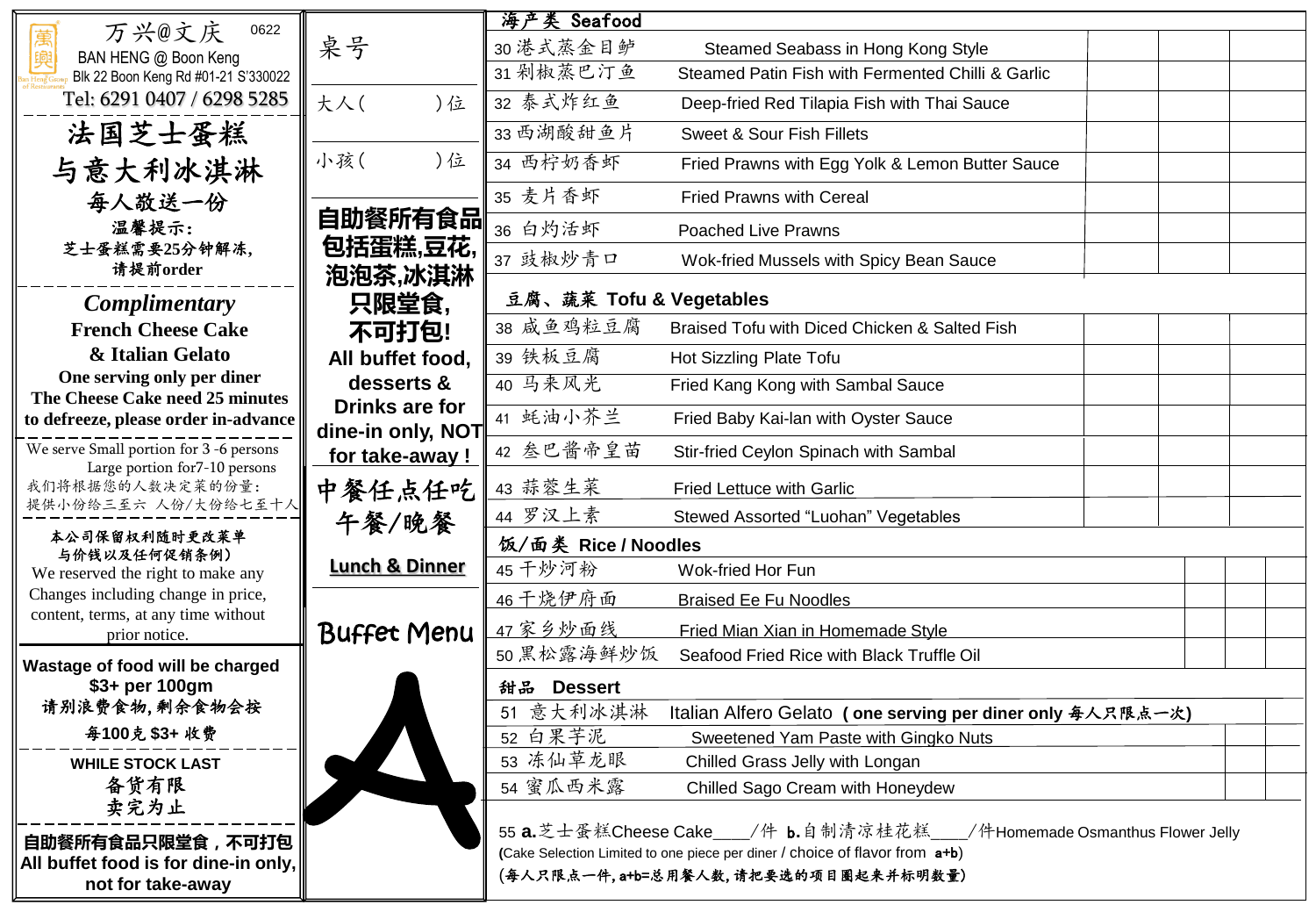万兴@文庆 0622

BAN HENG @ Boon Keng

Blk 22 Boon Keng Rd #01-21 S'330022

Tel: 6291 0407 / 6298 5285

## 法国芝士蛋糕
## 与意大利冰淇淋
## 每人敬送一份

**温馨提示：**
**芝士蛋糕需要25分钟解冻，**
**请提前order**

***Complimentary***

**French Cheese Cake**
**& Italian Gelato**
**One serving only per diner**
**The Cheese Cake need 25 minutes to defreeze, please order in-advance**

We serve Small portion for 3 -6 persons
Large portion for7-10 persons

我们将根据您的人数决定菜的份量：
提供小份给三至六 人份/大份给七至十人

**本公司保留权利随时更改菜单与价钱以及任何促销条例）**

We reserved the right to make any Changes including change in price, content, terms, at any time without prior notice.

**Wastage of food will be charged $3+ per 100gm**
**请别浪费食物，剩余食物会按每100克 $3+ 收费**

**WHILE STOCK LAST**
**备货有限**
**卖完为止**

**自助餐所有食品只限堂食，不可打包**
**All buffet food is for dine-in only, not for take-away**

桌号

大人（ ）位

小孩（ ）位

**自助餐所有食品包括蛋糕,豆花,泡泡茶,冰淇淋只限堂食,不可打包!**

**All buffet food, desserts & Drinks are for dine-in only, NOT for take-away !**

## 中餐任点任吃
## 午餐/晚餐

**Lunch & Dinner**

# Buffet Menu

## A

### 海产类 Seafood

| No. | 菜名 | Dish | | | |
|---|---|---|---|---|---|
| 30 | 港式蒸金目鲈 | Steamed Seabass in Hong Kong Style | | | |
| 31 | 剁椒蒸巴汀鱼 | Steamed Patin Fish with Fermented Chilli & Garlic | | | |
| 32 | 泰式炸红鱼 | Deep-fried Red Tilapia Fish with Thai Sauce | | | |
| 33 | 西湖酸甜鱼片 | Sweet & Sour Fish Fillets | | | |
| 34 | 西柠奶香虾 | Fried Prawns with Egg Yolk & Lemon Butter Sauce | | | |
| 35 | 麦片香虾 | Fried Prawns with Cereal | | | |
| 36 | 白灼活虾 | Poached Live Prawns | | | |
| 37 | 豉椒炒青口 | Wok-fried Mussels with Spicy Bean Sauce | | | |

### 豆腐、蔬菜 Tofu & Vegetables

| No. | 菜名 | Dish | | | |
|---|---|---|---|---|---|
| 38 | 咸鱼鸡粒豆腐 | Braised Tofu with Diced Chicken & Salted Fish | | | |
| 39 | 铁板豆腐 | Hot Sizzling Plate Tofu | | | |
| 40 | 马来风光 | Fried Kang Kong with Sambal Sauce | | | |
| 41 | 蚝油小芥兰 | Fried Baby Kai-lan with Oyster Sauce | | | |
| 42 | 叁巴酱帝皇苗 | Stir-fried Ceylon Spinach with Sambal | | | |
| 43 | 蒜蓉生菜 | Fried Lettuce with Garlic | | | |
| 44 | 罗汉上素 | Stewed Assorted “Luohan” Vegetables | | | |

### 饭/面类 Rice / Noodles

| No. | 菜名 | Dish | | | |
|---|---|---|---|---|---|
| 45 | 干炒河粉 | Wok-fried Hor Fun | | | |
| 46 | 干烧伊府面 | Braised Ee Fu Noodles | | | |
| 47 | 家乡炒面线 | Fried Mian Xian in Homemade Style | | | |
| 50 | 黑松露海鲜炒饭 | Seafood Fried Rice with Black Truffle Oil | | | |

### 甜品 Dessert

| No. | 菜名 | Dish | | |
|---|---|---|---|---|
| 51 | 意大利冰淇淋 | Italian Alfero Gelato **( one serving per diner only 每人只限点一次)** | | |
| 52 | 白果芋泥 | Sweetened Yam Paste with Gingko Nuts | | |
| 53 | 冻仙草龙眼 | Chilled Grass Jelly with Longan | | |
| 54 | 蜜瓜西米露 | Chilled Sago Cream with Honeydew | | |

55 **a.**芝士蛋糕Cheese Cake____/件 **b.**自制清凉桂花糕____/件Homemade Osmanthus Flower Jelly

(Cake Selection Limited to one piece per diner / choice of flavor from **a+b**)

**(每人只限点一件，a+b=总用餐人数，请把要选的项目圈起来并标明数量)**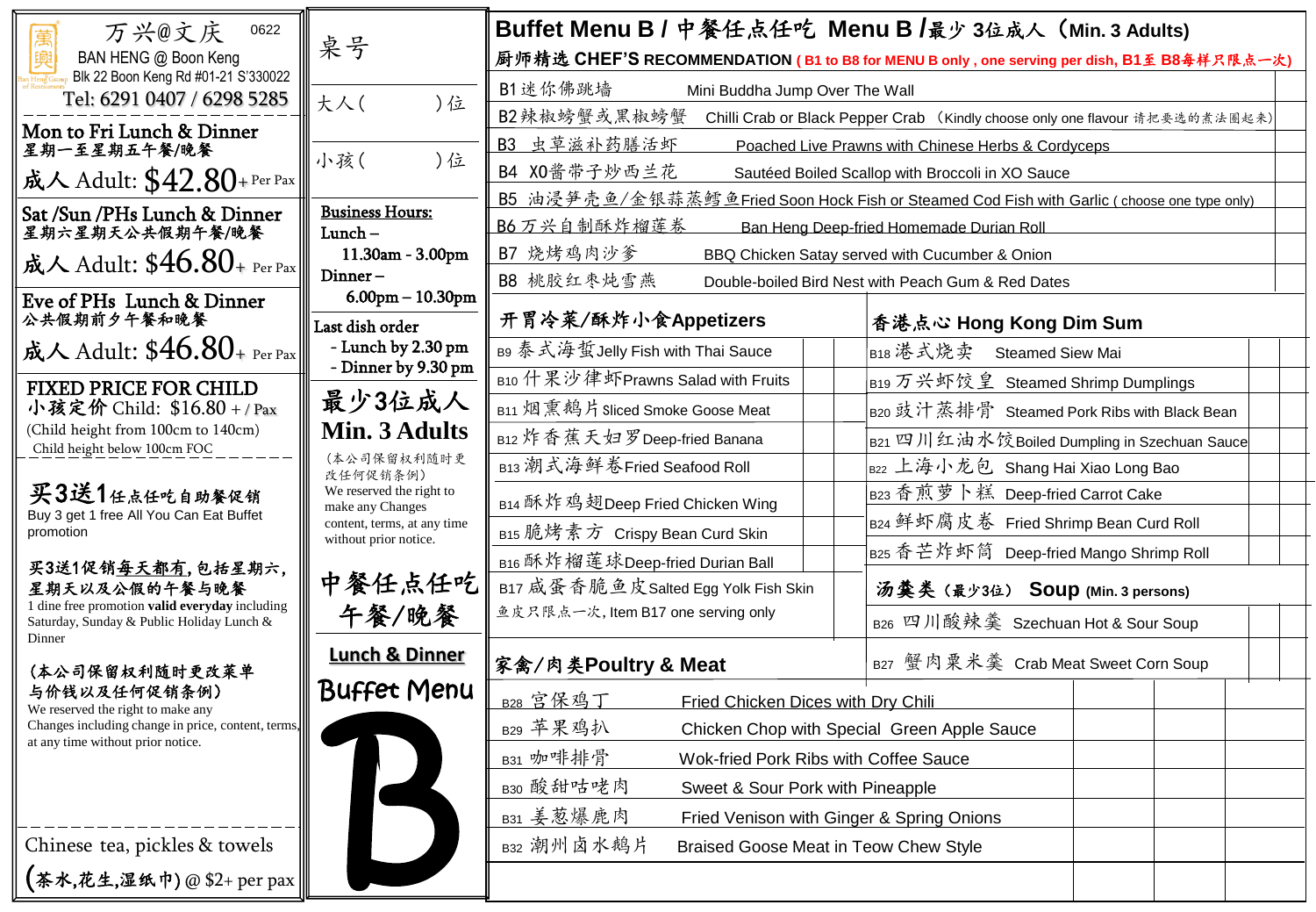萬興@文慶 0622

BAN HENG @ Boon Keng

Blk 22 Boon Keng Rd #01-21 S'330022

Tel: 6291 0407 / 6298 5285

**Mon to Fri Lunch & Dinner**
**星期一至星期五午餐/晚餐**

**成人 Adult: $42.80+ Per Pax**

**Sat /Sun /PHs Lunch & Dinner**
**星期六星期天公共假期午餐/晚餐**

**成人 Adult: $46.80+ Per Pax**

**Eve of PHs Lunch & Dinner**
**公共假期前夕午餐和晚餐**

**成人 Adult: $46.80+ Per Pax**

**FIXED PRICE FOR CHILD**
**小孩定价 Child: $16.80 + / Pax**
(Child height from 100cm to 140cm)
Child height below 100cm FOC

**买3送1任点任吃自助餐促销**
Buy 3 get 1 free All You Can Eat Buffet promotion

**买3送1促销每天都有,包括星期六,星期天以及公假的午餐与晚餐**
1 dine free promotion **valid everyday** including Saturday, Sunday & Public Holiday Lunch & Dinner

**(本公司保留权利随时更改菜单与价钱以及任何促销条例)**
We reserved the right to make any Changes including change in price, content, terms, at any time without prior notice.

Chinese tea, pickles & towels
**(茶水,花生,湿纸巾)** @ $2+ per pax

---

桌号

大人( )位

小孩( )位

**Business Hours:**
Lunch – 11.30am - 3.00pm
Dinner – 6.00pm – 10.30pm

**Last dish order**
- Lunch by 2.30 pm
- Dinner by 9.30 pm

**最少3位成人**
**Min. 3 Adults**

(本公司保留权利随时更改任何促销条例)
We reserved the right to make any Changes content, terms, at any time without prior notice.

**中餐任点任吃**
**午餐/晚餐**

**Lunch & Dinner**
**Buffet Menu**
**B**

---

# Buffet Menu B / 中餐任点任吃 Menu B /最少 3位成人 (Min. 3 Adults)

## 厨师精选 CHEF'S RECOMMENDATION (B1 to B8 for MENU B only , one serving per dish, B1至 B8每样只限点一次)

| | |
|---|---|
| B1 迷你佛跳墙 Mini Buddha Jump Over The Wall | |
| B2 辣椒螃蟹或黑椒螃蟹 Chilli Crab or Black Pepper Crab (Kindly choose only one flavour 请把要选的煮法圈起来) | |
| B3 虫草滋补药膳活虾 Poached Live Prawns with Chinese Herbs & Cordyceps | |
| B4 XO酱带子炒西兰花 Sautéed Boiled Scallop with Broccoli in XO Sauce | |
| B5 油浸笋壳鱼/金银蒜蒸鳕鱼 Fried Soon Hock Fish or Steamed Cod Fish with Garlic ( choose one type only) | |
| B6 万兴自制酥炸榴莲卷 Ban Heng Deep-fried Homemade Durian Roll | |
| B7 烧烤鸡肉沙爹 BBQ Chicken Satay served with Cucumber & Onion | |
| B8 桃胶红枣炖雪燕 Double-boiled Bird Nest with Peach Gum & Red Dates | |

| 开胃冷菜/酥炸小食 Appetizers | | 香港点心 Hong Kong Dim Sum | | |
|---|---|---|---|---|
| B9 泰式海蜇 Jelly Fish with Thai Sauce | | B18 港式烧卖 Steamed Siew Mai | | |
| B10 什果沙律虾 Prawns Salad with Fruits | | B19 万兴虾饺皇 Steamed Shrimp Dumplings | | |
| B11 烟熏鹅片 Sliced Smoke Goose Meat | | B20 豉汁蒸排骨 Steamed Pork Ribs with Black Bean | | |
| B12 炸香蕉天妇罗 Deep-fried Banana | | B21 四川红油水饺 Boiled Dumpling in Szechuan Sauce | | |
| B13 潮式海鲜卷 Fried Seafood Roll | | B22 上海小龙包 Shang Hai Xiao Long Bao | | |
| B14 酥炸鸡翅 Deep Fried Chicken Wing | | B23 香煎萝卜糕 Deep-fried Carrot Cake | | |
| B15 脆烤素方 Crispy Bean Curd Skin | | B24 鲜虾腐皮卷 Fried Shrimp Bean Curd Roll | | |
| B16 酥炸榴莲球 Deep-fried Durian Ball | | B25 香芒炸虾筒 Deep-fried Mango Shrimp Roll | | |
| B17 咸蛋香脆鱼皮 Salted Egg Yolk Fish Skin<br>鱼皮只限点一次, Item B17 one serving only | | **汤羹类 (最少3位) Soup (Min. 3 persons)** | | |
| | | B26 四川酸辣羹 Szechuan Hot & Sour Soup | | |
| **家禽/肉类 Poultry & Meat** | | B27 蟹肉粟米羹 Crab Meat Sweet Corn Soup | | |

| 家禽/肉类 Poultry & Meat | | | |
|---|---|---|---|
| B28 宫保鸡丁 Fried Chicken Dices with Dry Chili | | | |
| B29 苹果鸡扒 Chicken Chop with Special Green Apple Sauce | | | |
| B31 咖啡排骨 Wok-fried Pork Ribs with Coffee Sauce | | | |
| B30 酸甜咕噜肉 Sweet & Sour Pork with Pineapple | | | |
| B31 姜葱爆鹿肉 Fried Venison with Ginger & Spring Onions | | | |
| B32 潮州卤水鹅片 Braised Goose Meat in Teow Chew Style | | | |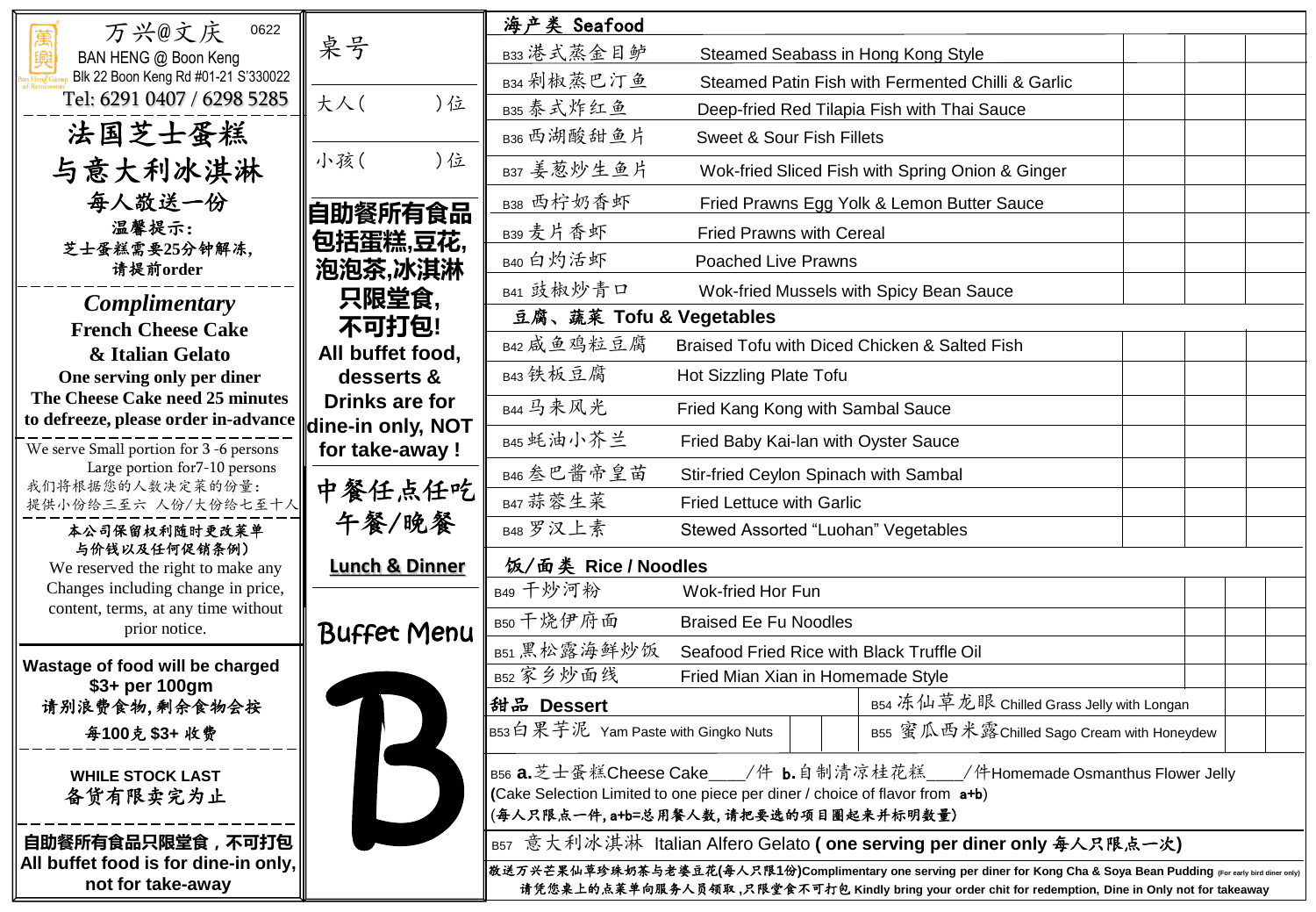# 万兴@文庆 0622

BAN HENG @ Boon Keng
Blk 22 Boon Keng Rd #01-21 S'330022
Tel: 6291 0407 / 6298 5285

## 法国芝士蛋糕与意大利冰淇淋

**每人敬送一份**

**温馨提示：**
**芝士蛋糕需要25分钟解冻，请提前order**

***Complimentary***
**French Cheese Cake & Italian Gelato**
**One serving only per diner**
**The Cheese Cake need 25 minutes to defreeze, please order in-advance**

We serve Small portion for 3 -6 persons
Large portion for7-10 persons
我们将根据您的人数决定菜的份量：
提供小份给三至六 人份/大份给七至十人

本公司保留权利随时更改菜单与价钱以及任何促销条例）
We reserved the right to make any Changes including change in price, content, terms, at any time without prior notice.

**Wastage of food will be charged $3+ per 100gm**
**请别浪费食物，剩余食物会按每100克 $3+ 收费**

**WHILE STOCK LAST**
**备货有限卖完为止**

**自助餐所有食品只限堂食，不可打包**
**All buffet food is for dine-in only, not for take-away**

桌号

大人（ ）位

小孩（ ）位

**自助餐所有食品包括蛋糕,豆花,泡泡茶,冰淇淋只限堂食,不可打包!**
**All buffet food, desserts & Drinks are for dine-in only, NOT for take-away !**

## 中餐任点任吃 午餐/晚餐

**Lunch & Dinner**

## Buffet Menu

# B

### 海产类 Seafood

| | | | | | |
|---|---|---|---|---|---|
| B33 港式蒸金目鲈 | Steamed Seabass in Hong Kong Style | | | | |
| B34 剁椒蒸巴汀鱼 | Steamed Patin Fish with Fermented Chilli & Garlic | | | | |
| B35 泰式炸红鱼 | Deep-fried Red Tilapia Fish with Thai Sauce | | | | |
| B36 西湖酸甜鱼片 | Sweet & Sour Fish Fillets | | | | |
| B37 姜葱炒生鱼片 | Wok-fried Sliced Fish with Spring Onion & Ginger | | | | |
| B38 西柠奶香虾 | Fried Prawns Egg Yolk & Lemon Butter Sauce | | | | |
| B39 麦片香虾 | Fried Prawns with Cereal | | | | |
| B40 白灼活虾 | Poached Live Prawns | | | | |
| B41 豉椒炒青口 | Wok-fried Mussels with Spicy Bean Sauce | | | | |

### 豆腐、蔬菜 Tofu & Vegetables

| | | | | | |
|---|---|---|---|---|---|
| B42 咸鱼鸡粒豆腐 | Braised Tofu with Diced Chicken & Salted Fish | | | | |
| B43 铁板豆腐 | Hot Sizzling Plate Tofu | | | | |
| B44 马来风光 | Fried Kang Kong with Sambal Sauce | | | | |
| B45 蚝油小芥兰 | Fried Baby Kai-lan with Oyster Sauce | | | | |
| B46 叁巴酱帝皇苗 | Stir-fried Ceylon Spinach with Sambal | | | | |
| B47 蒜蓉生菜 | Fried Lettuce with Garlic | | | | |
| B48 罗汉上素 | Stewed Assorted "Luohan" Vegetables | | | | |

### 饭/面类 Rice / Noodles

| | | | | |
|---|---|---|---|---|
| B49 干炒河粉 | Wok-fried Hor Fun | | | |
| B50 干烧伊府面 | Braised Ee Fu Noodles | | | |
| B51 黑松露海鲜炒饭 | Seafood Fried Rice with Black Truffle Oil | | | |
| B52 家乡炒面线 | Fried Mian Xian in Homemade Style | | | |

### 甜品 Dessert

| | | | | | | |
|---|---|---|---|---|---|---|
| B53 白果芋泥 Yam Paste with Gingko Nuts | | | B54 冻仙草龙眼 Chilled Grass Jelly with Longan | | | |
| | | | B55 蜜瓜西米露 Chilled Sago Cream with Honeydew | | | |

B56 **a.** 芝士蛋糕Cheese Cake____/件 **b.** 自制清凉桂花糕____/件Homemade Osmanthus Flower Jelly
(Cake Selection Limited to one piece per diner / choice of flavor from **a+b**)
(每人只限点一件，a+b=总用餐人数，请把要选的项目圈起来并标明数量)

B57 意大利冰淇淋 Italian Alfero Gelato **( one serving per diner only 每人只限点一次)**

**敬送万兴芒果仙草珍珠奶茶与老婆豆花(每人只限1份)Complimentary one serving per diner for Kong Cha & Soya Bean Pudding** (For early bird diner only)
**请凭您桌上的点菜单向服务人员领取，只限堂食不可打包 Kindly bring your order chit for redemption, Dine in Only not for takeaway**